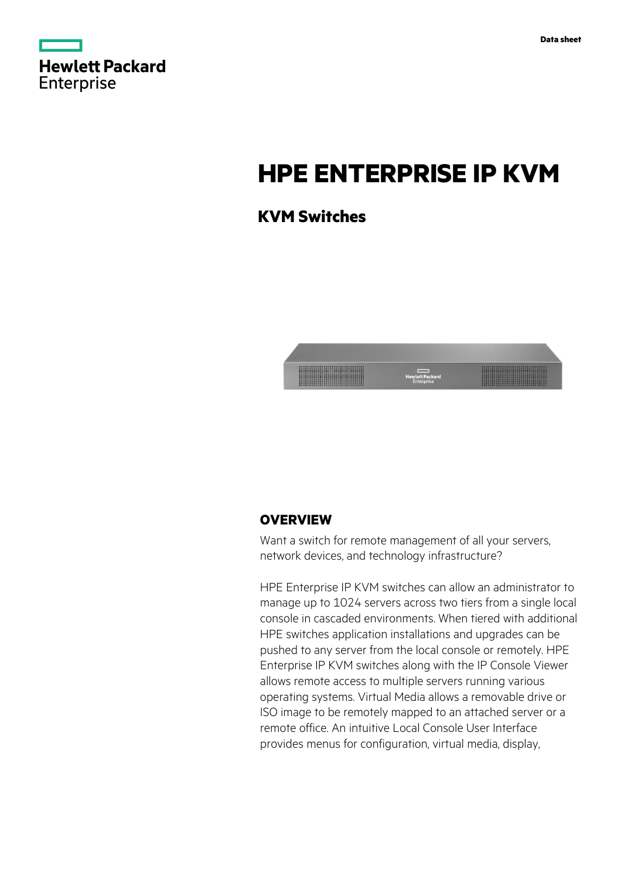Data sheet

# HPE ENTERPRISE IP KVM

## KVM Switches

## OVERVIEW

Want a switch for remote management of all your servers, network devices, and technology infrastructure?

HPE Enterprise IP KVM switches can allow an administrator to manage up to 1024 servers across two tiers from a single local console in cascaded environments. When tiered with additional HPE switches application installations and upgrades can be pushed to any server from the local console or remotely. HPE Enterprise IP KVM switches along with the IP Console Viewer allows remote access to multiple servers running various operating systems. Virtual Media allows a removable drive or ISO image to be remotely mapped to an attached server or a remote office. An intuitive Local Console User Interface provides menus for configuration, virtual media, display,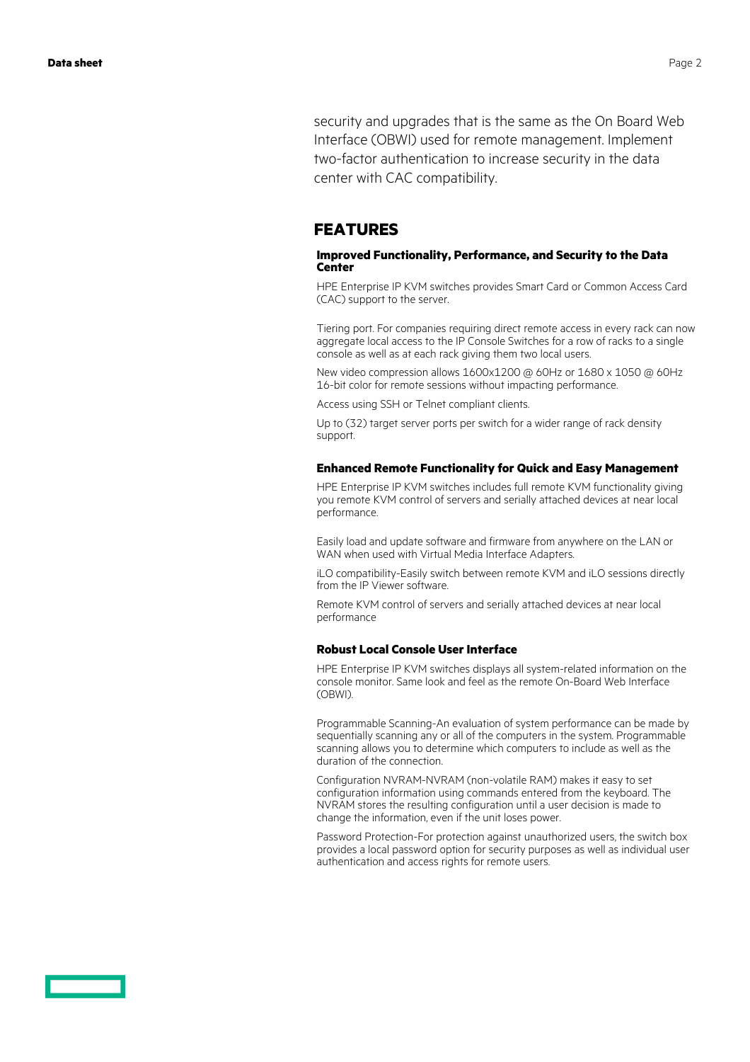security and upgrades that is the same as the On Board Web Interface (OBWI) used for remote management. Implement two-factor authentication to increase security in the data center with CAC compatibility.

## FEATURES

### Improved Functionality, Performance, and Security to the Data Center

HPE Enterprise IP KVM switches provides Smart Card or Common Access Card (CAC) support to the server.

Tiering port. For companies requiring direct remote access in every rack can now aggregate local access to the IP Console Switches for a row of racks to a single console as well as at each rack giving them two local users.

New video compression allows 1600x1200 @ 60Hz or 1680 x 1050 @ 60Hz 16-bit color for remote sessions without impacting performance.

Access using SSH or Telnet compliant clients.

Up to (32) target server ports per switch for a wider range of rack density support.

### Enhanced Remote Functionality for Quick and Easy Management

HPE Enterprise IP KVM switches includes full remote KVM functionality giving you remote KVM control of servers and serially attached devices at near local performance.

Easily load and update software and firmware from anywhere on the LAN or WAN when used with Virtual Media Interface Adapters.

iLO compatibility-Easily switch between remote KVM and iLO sessions directly from the IP Viewer software.

Remote KVM control of servers and serially attached devices at near local performance

### Robust Local Console User Interface

HPE Enterprise IP KVM switches displays all system-related information on the console monitor. Same look and feel as the remote On-Board Web Interface (OBWI).

Programmable Scanning-An evaluation of system performance can be made by sequentially scanning any or all of the computers in the system. Programmable scanning allows you to determine which computers to include as well as the duration of the connection.

Configuration NVRAM-NVRAM (non-volatile RAM) makes it easy to set configuration information using commands entered from the keyboard. The NVRAM stores the resulting configuration until a user decision is made to change the information, even if the unit loses power.

Password Protection-For protection against unauthorized users, the switch box provides a local password option for security purposes as well as individual user authentication and access rights for remote users.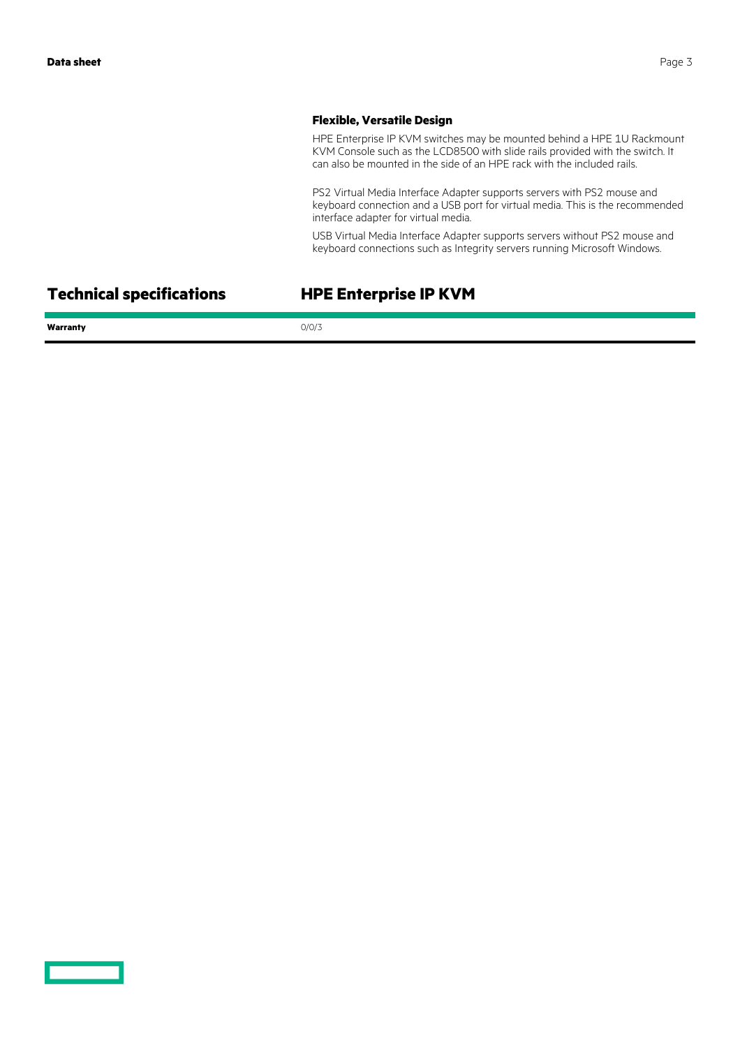### Flexible, Versatile Design

HPE Enterprise IP KVM switches may be mounted behind a HPE 1U Rackmount KVM Console such as the LCD8500 with slide rails provided with the switch. It can also be mounted in the side of an HPE rack with the included rails.

PS2 Virtual Media Interface Adapter supports servers with PS2 mouse and keyboard connection and a USB port for virtual media. This is the recommended interface adapter for virtual media.

USB Virtual Media Interface Adapter supports servers without PS2 mouse and keyboard connections such as Integrity servers running Microsoft Windows.

## Technical specifications

| Technical specifications | HPE Enterprise IP KVM |
| --- | --- |
| **Warranty** | 0/0/3 |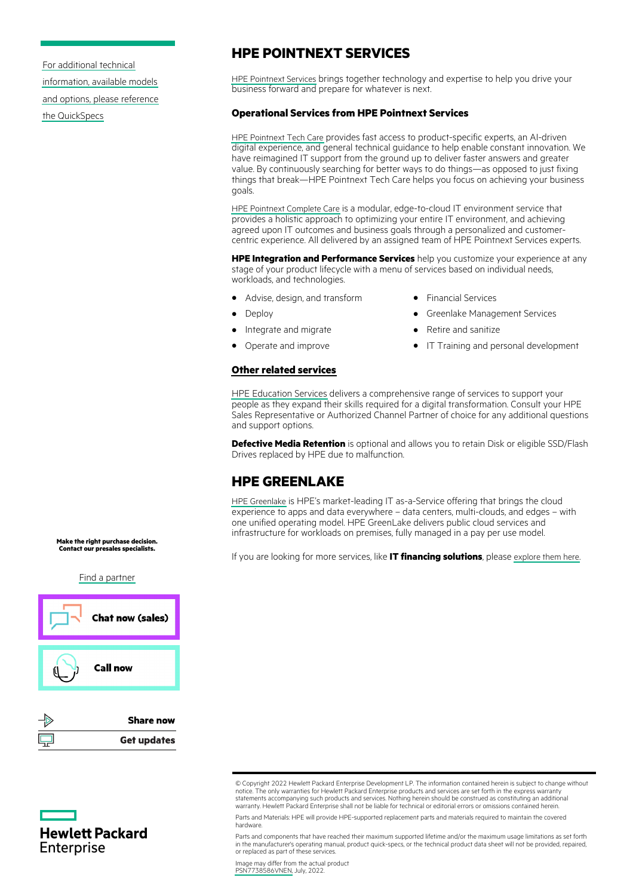For additional technical information, available models and options, please reference the QuickSpecs

## HPE POINTNEXT SERVICES

HPE Pointnext Services brings together technology and expertise to help you drive your business forward and prepare for whatever is next.

### Operational Services from HPE Pointnext Services

HPE Pointnext Tech Care provides fast access to product-specific experts, an AI-driven digital experience, and general technical guidance to help enable constant innovation. We have reimagined IT support from the ground up to deliver faster answers and greater value. By continuously searching for better ways to do things—as opposed to just fixing things that break—HPE Pointnext Tech Care helps you focus on achieving your business goals.

HPE Pointnext Complete Care is a modular, edge-to-cloud IT environment service that provides a holistic approach to optimizing your entire IT environment, and achieving agreed upon IT outcomes and business goals through a personalized and customer-centric experience. All delivered by an assigned team of HPE Pointnext Services experts.

**HPE Integration and Performance Services** help you customize your experience at any stage of your product lifecycle with a menu of services based on individual needs, workloads, and technologies.

- Advise, design, and transform
- Deploy
- Integrate and migrate
- Operate and improve
- Financial Services
- Greenlake Management Services
- Retire and sanitize
- IT Training and personal development

### Other related services

HPE Education Services delivers a comprehensive range of services to support your people as they expand their skills required for a digital transformation. Consult your HPE Sales Representative or Authorized Channel Partner of choice for any additional questions and support options.

**Defective Media Retention** is optional and allows you to retain Disk or eligible SSD/Flash Drives replaced by HPE due to malfunction.

## HPE GREENLAKE

HPE Greenlake is HPE's market-leading IT as-a-Service offering that brings the cloud experience to apps and data everywhere – data centers, multi-clouds, and edges – with one unified operating model. HPE GreenLake delivers public cloud services and infrastructure for workloads on premises, fully managed in a pay per use model.

If you are looking for more services, like **IT financing solutions**, please explore them here.

**Make the right purchase decision. Contact our presales specialists.**

Find a partner

Chat now (sales)

Call now

Share now

Get updates

Hewlett Packard Enterprise

© Copyright 2022 Hewlett Packard Enterprise Development LP. The information contained herein is subject to change without notice. The only warranties for Hewlett Packard Enterprise products and services are set forth in the express warranty statements accompanying such products and services. Nothing herein should be construed as constituting an additional warranty. Hewlett Packard Enterprise shall not be liable for technical or editorial errors or omissions contained herein.

Parts and Materials: HPE will provide HPE-supported replacement parts and materials required to maintain the covered hardware.

Parts and components that have reached their maximum supported lifetime and/or the maximum usage limitations as set forth in the manufacturer's operating manual, product quick-specs, or the technical product data sheet will not be provided, repaired, or replaced as part of these services.

Image may differ from the actual product
PSN7738586VNEN, July, 2022.